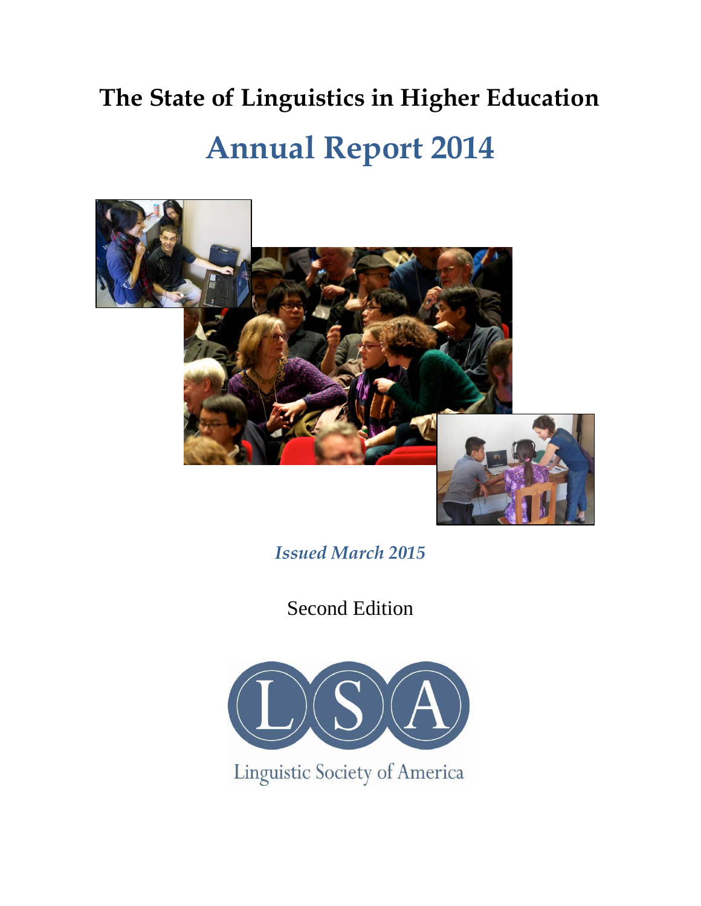# The State of Linguistics in Higher Education

## Annual Report 2014

*Issued March 2015*

Second Edition

Linguistic Society of America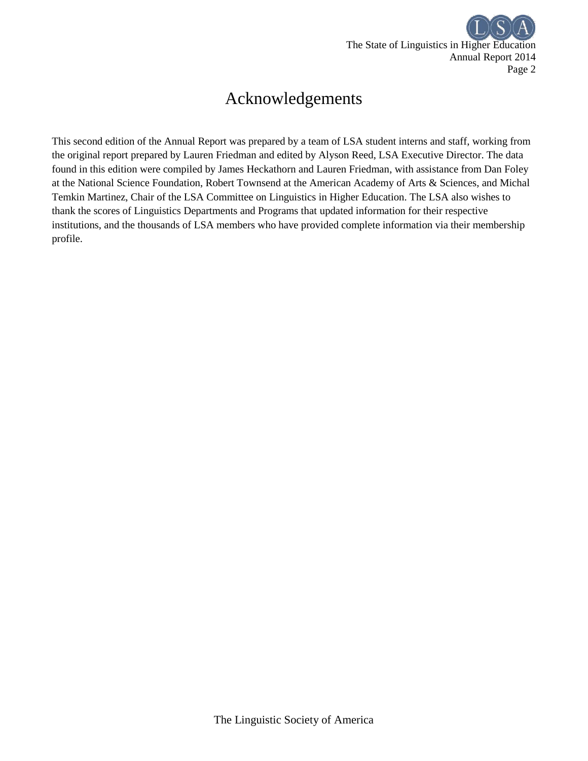# Acknowledgements

This second edition of the Annual Report was prepared by a team of LSA student interns and staff, working from the original report prepared by Lauren Friedman and edited by Alyson Reed, LSA Executive Director. The data found in this edition were compiled by James Heckathorn and Lauren Friedman, with assistance from Dan Foley at the National Science Foundation, Robert Townsend at the American Academy of Arts & Sciences, and Michal Temkin Martinez, Chair of the LSA Committee on Linguistics in Higher Education. The LSA also wishes to thank the scores of Linguistics Departments and Programs that updated information for their respective institutions, and the thousands of LSA members who have provided complete information via their membership profile.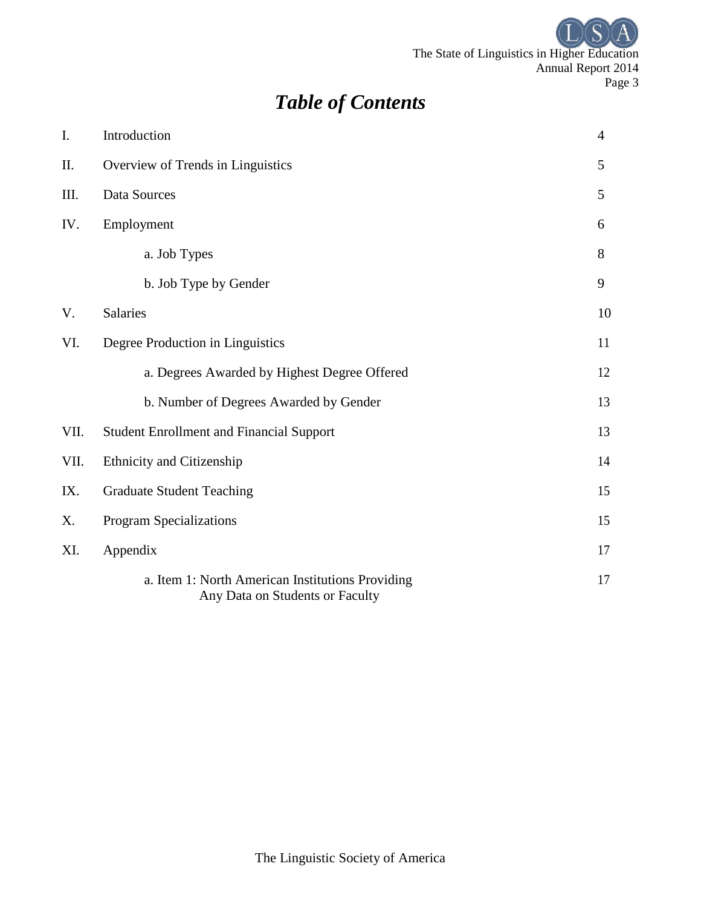# *Table of Contents*

| | | |
|---|---|---|
| I. | Introduction | 4 |
| II. | Overview of Trends in Linguistics | 5 |
| III. | Data Sources | 5 |
| IV. | Employment | 6 |
| | a. Job Types | 8 |
| | b. Job Type by Gender | 9 |
| V. | Salaries | 10 |
| VI. | Degree Production in Linguistics | 11 |
| | a. Degrees Awarded by Highest Degree Offered | 12 |
| | b. Number of Degrees Awarded by Gender | 13 |
| VII. | Student Enrollment and Financial Support | 13 |
| VII. | Ethnicity and Citizenship | 14 |
| IX. | Graduate Student Teaching | 15 |
| X. | Program Specializations | 15 |
| XI. | Appendix | 17 |
| | a. Item 1: North American Institutions Providing Any Data on Students or Faculty | 17 |

The Linguistic Society of America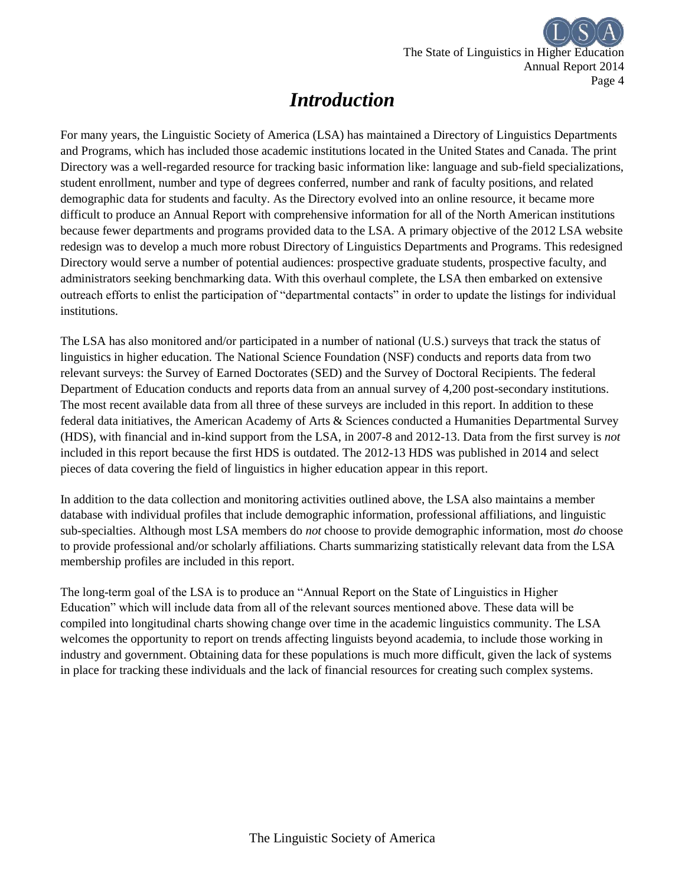# *Introduction*

For many years, the Linguistic Society of America (LSA) has maintained a Directory of Linguistics Departments and Programs, which has included those academic institutions located in the United States and Canada. The print Directory was a well-regarded resource for tracking basic information like: language and sub-field specializations, student enrollment, number and type of degrees conferred, number and rank of faculty positions, and related demographic data for students and faculty. As the Directory evolved into an online resource, it became more difficult to produce an Annual Report with comprehensive information for all of the North American institutions because fewer departments and programs provided data to the LSA. A primary objective of the 2012 LSA website redesign was to develop a much more robust Directory of Linguistics Departments and Programs. This redesigned Directory would serve a number of potential audiences: prospective graduate students, prospective faculty, and administrators seeking benchmarking data. With this overhaul complete, the LSA then embarked on extensive outreach efforts to enlist the participation of "departmental contacts" in order to update the listings for individual institutions.

The LSA has also monitored and/or participated in a number of national (U.S.) surveys that track the status of linguistics in higher education. The National Science Foundation (NSF) conducts and reports data from two relevant surveys: the Survey of Earned Doctorates (SED) and the Survey of Doctoral Recipients. The federal Department of Education conducts and reports data from an annual survey of 4,200 post-secondary institutions. The most recent available data from all three of these surveys are included in this report. In addition to these federal data initiatives, the American Academy of Arts & Sciences conducted a Humanities Departmental Survey (HDS), with financial and in-kind support from the LSA, in 2007-8 and 2012-13. Data from the first survey is *not* included in this report because the first HDS is outdated. The 2012-13 HDS was published in 2014 and select pieces of data covering the field of linguistics in higher education appear in this report.

In addition to the data collection and monitoring activities outlined above, the LSA also maintains a member database with individual profiles that include demographic information, professional affiliations, and linguistic sub-specialties. Although most LSA members do *not* choose to provide demographic information, most *do* choose to provide professional and/or scholarly affiliations. Charts summarizing statistically relevant data from the LSA membership profiles are included in this report.

The long-term goal of the LSA is to produce an "Annual Report on the State of Linguistics in Higher Education" which will include data from all of the relevant sources mentioned above. These data will be compiled into longitudinal charts showing change over time in the academic linguistics community. The LSA welcomes the opportunity to report on trends affecting linguists beyond academia, to include those working in industry and government. Obtaining data for these populations is much more difficult, given the lack of systems in place for tracking these individuals and the lack of financial resources for creating such complex systems.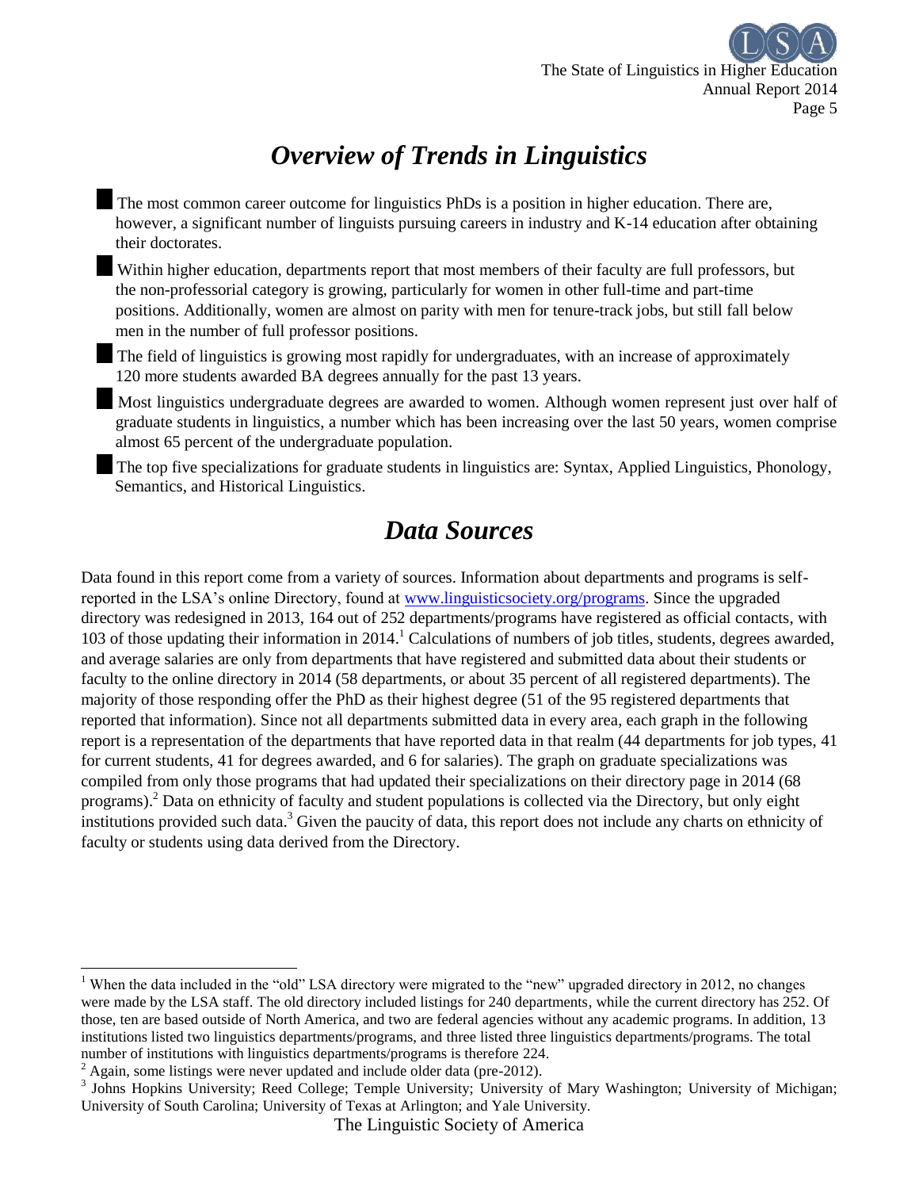# *Overview of Trends in Linguistics*

- The most common career outcome for linguistics PhDs is a position in higher education. There are, however, a significant number of linguists pursuing careers in industry and K-14 education after obtaining their doctorates.
- Within higher education, departments report that most members of their faculty are full professors, but the non-professorial category is growing, particularly for women in other full-time and part-time positions. Additionally, women are almost on parity with men for tenure-track jobs, but still fall below men in the number of full professor positions.
- The field of linguistics is growing most rapidly for undergraduates, with an increase of approximately 120 more students awarded BA degrees annually for the past 13 years.
- Most linguistics undergraduate degrees are awarded to women. Although women represent just over half of graduate students in linguistics, a number which has been increasing over the last 50 years, women comprise almost 65 percent of the undergraduate population.
- The top five specializations for graduate students in linguistics are: Syntax, Applied Linguistics, Phonology, Semantics, and Historical Linguistics.

# *Data Sources*

Data found in this report come from a variety of sources. Information about departments and programs is self-reported in the LSA's online Directory, found at [www.linguisticsociety.org/programs](http://www.linguisticsociety.org/programs). Since the upgraded directory was redesigned in 2013, 164 out of 252 departments/programs have registered as official contacts, with 103 of those updating their information in 2014.[1] Calculations of numbers of job titles, students, degrees awarded, and average salaries are only from departments that have registered and submitted data about their students or faculty to the online directory in 2014 (58 departments, or about 35 percent of all registered departments). The majority of those responding offer the PhD as their highest degree (51 of the 95 registered departments that reported that information). Since not all departments submitted data in every area, each graph in the following report is a representation of the departments that have reported data in that realm (44 departments for job types, 41 for current students, 41 for degrees awarded, and 6 for salaries). The graph on graduate specializations was compiled from only those programs that had updated their specializations on their directory page in 2014 (68 programs).[2] Data on ethnicity of faculty and student populations is collected via the Directory, but only eight institutions provided such data.[3] Given the paucity of data, this report does not include any charts on ethnicity of faculty or students using data derived from the Directory.

---

[1] When the data included in the "old" LSA directory were migrated to the "new" upgraded directory in 2012, no changes were made by the LSA staff. The old directory included listings for 240 departments, while the current directory has 252. Of those, ten are based outside of North America, and two are federal agencies without any academic programs. In addition, 13 institutions listed two linguistics departments/programs, and three listed three linguistics departments/programs. The total number of institutions with linguistics departments/programs is therefore 224.

[2] Again, some listings were never updated and include older data (pre-2012).

[3] Johns Hopkins University; Reed College; Temple University; University of Mary Washington; University of Michigan; University of South Carolina; University of Texas at Arlington; and Yale University.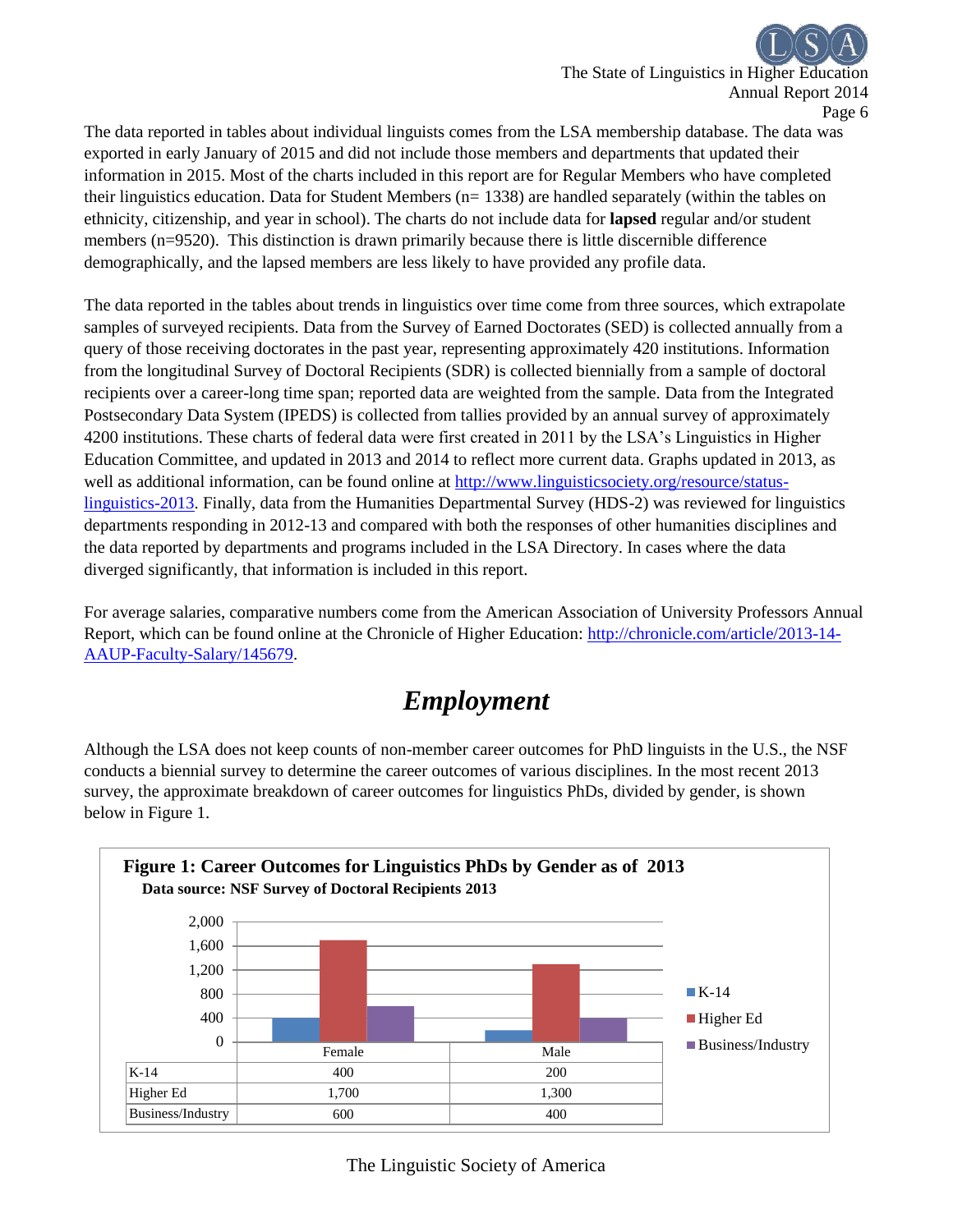The data reported in tables about individual linguists comes from the LSA membership database. The data was exported in early January of 2015 and did not include those members and departments that updated their information in 2015. Most of the charts included in this report are for Regular Members who have completed their linguistics education. Data for Student Members (n= 1338) are handled separately (within the tables on ethnicity, citizenship, and year in school). The charts do not include data for **lapsed** regular and/or student members (n=9520). This distinction is drawn primarily because there is little discernible difference demographically, and the lapsed members are less likely to have provided any profile data.

The data reported in the tables about trends in linguistics over time come from three sources, which extrapolate samples of surveyed recipients. Data from the Survey of Earned Doctorates (SED) is collected annually from a query of those receiving doctorates in the past year, representing approximately 420 institutions. Information from the longitudinal Survey of Doctoral Recipients (SDR) is collected biennially from a sample of doctoral recipients over a career-long time span; reported data are weighted from the sample. Data from the Integrated Postsecondary Data System (IPEDS) is collected from tallies provided by an annual survey of approximately 4200 institutions. These charts of federal data were first created in 2011 by the LSA's Linguistics in Higher Education Committee, and updated in 2013 and 2014 to reflect more current data. Graphs updated in 2013, as well as additional information, can be found online at http://www.linguisticsociety.org/resource/status-linguistics-2013. Finally, data from the Humanities Departmental Survey (HDS-2) was reviewed for linguistics departments responding in 2012-13 and compared with both the responses of other humanities disciplines and the data reported by departments and programs included in the LSA Directory. In cases where the data diverged significantly, that information is included in this report.

For average salaries, comparative numbers come from the American Association of University Professors Annual Report, which can be found online at the Chronicle of Higher Education: http://chronicle.com/article/2013-14-AAUP-Faculty-Salary/145679.

# *Employment*

Although the LSA does not keep counts of non-member career outcomes for PhD linguists in the U.S., the NSF conducts a biennial survey to determine the career outcomes of various disciplines. In the most recent 2013 survey, the approximate breakdown of career outcomes for linguistics PhDs, divided by gender, is shown below in Figure 1.

**Figure 1: Career Outcomes for Linguistics PhDs by Gender as of 2013**
**Data source: NSF Survey of Doctoral Recipients 2013**

| | Female | Male |
|---|---|---|
| K-14 | 400 | 200 |
| Higher Ed | 1,700 | 1,300 |
| Business/Industry | 600 | 400 |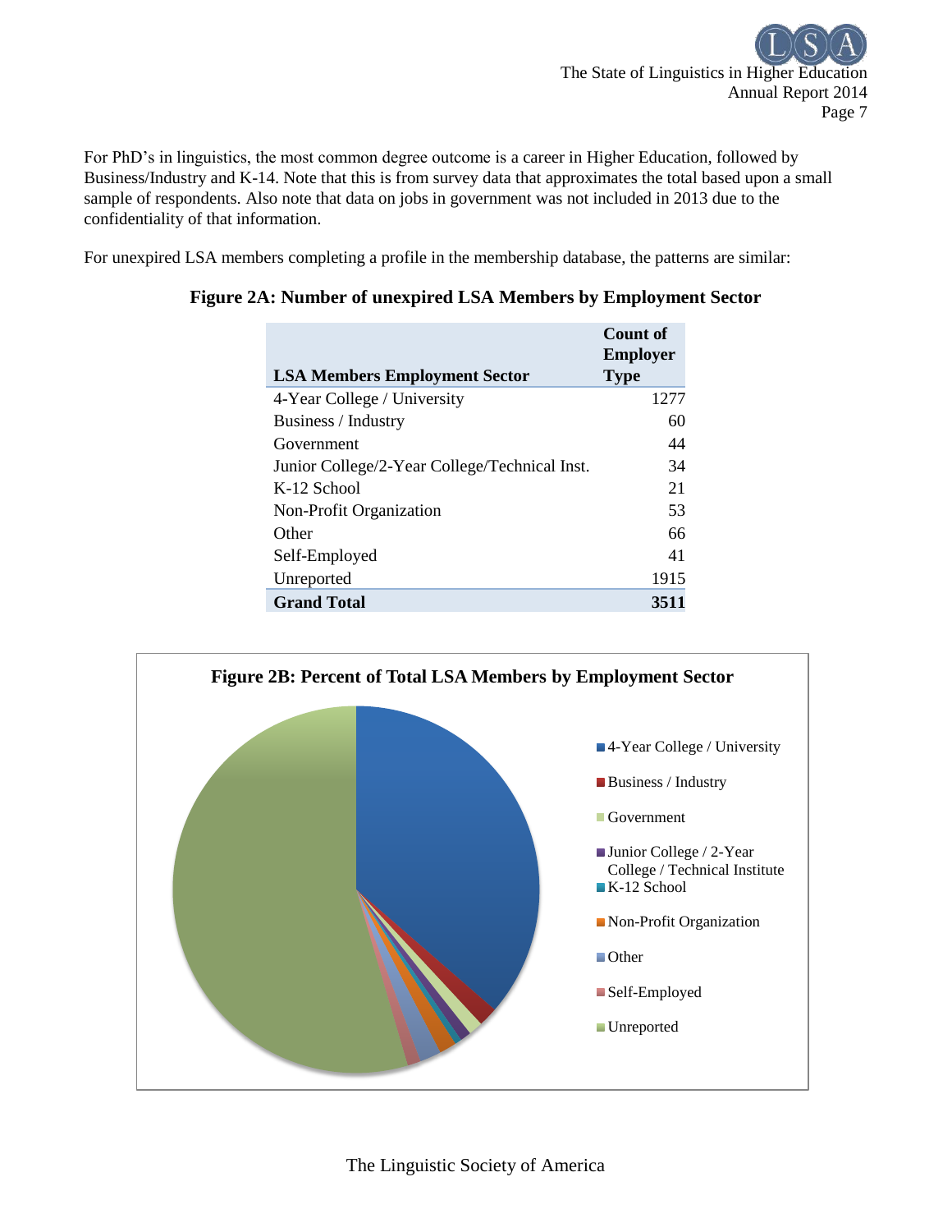For PhD's in linguistics, the most common degree outcome is a career in Higher Education, followed by Business/Industry and K-14. Note that this is from survey data that approximates the total based upon a small sample of respondents. Also note that data on jobs in government was not included in 2013 due to the confidentiality of that information.

For unexpired LSA members completing a profile in the membership database, the patterns are similar:

**Figure 2A: Number of unexpired LSA Members by Employment Sector**

| LSA Members Employment Sector | Count of Employer Type |
|---|---|
| 4-Year College / University | 1277 |
| Business / Industry | 60 |
| Government | 44 |
| Junior College/2-Year College/Technical Inst. | 34 |
| K-12 School | 21 |
| Non-Profit Organization | 53 |
| Other | 66 |
| Self-Employed | 41 |
| Unreported | 1915 |
| **Grand Total** | **3511** |

**Figure 2B: Percent of Total LSA Members by Employment Sector**

- 4-Year College / University
- Business / Industry
- Government
- Junior College / 2-Year College / Technical Institute
- K-12 School
- Non-Profit Organization
- Other
- Self-Employed
- Unreported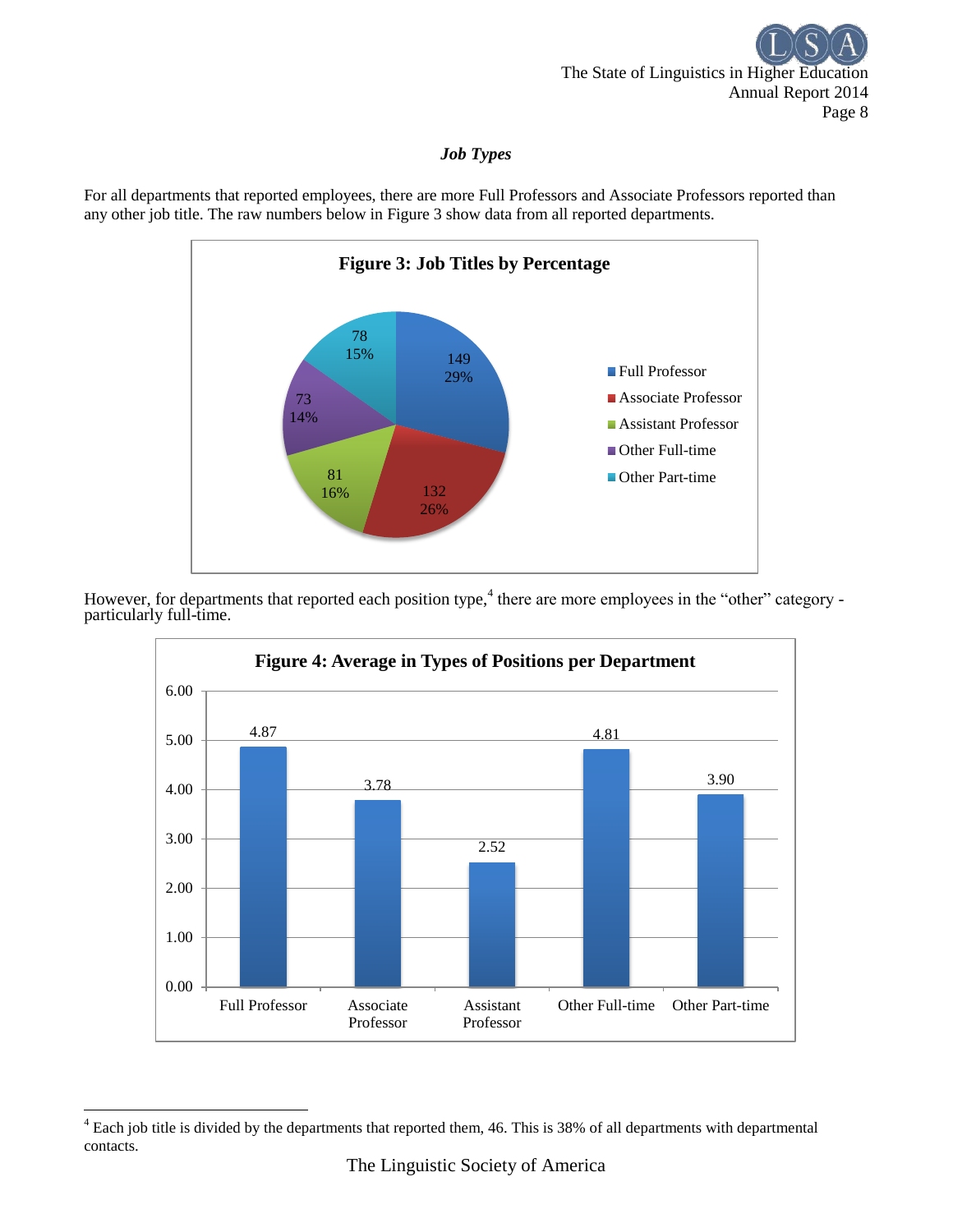### *Job Types*

For all departments that reported employees, there are more Full Professors and Associate Professors reported than any other job title. The raw numbers below in Figure 3 show data from all reported departments.

**Figure 3: Job Titles by Percentage**

| Job Title | Number | Percentage |
|---|---|---|
| Full Professor | 149 | 29% |
| Associate Professor | 132 | 26% |
| Assistant Professor | 81 | 16% |
| Other Full-time | 73 | 14% |
| Other Part-time | 78 | 15% |

However, for departments that reported each position type,[4] there are more employees in the "other" category - particularly full-time.

**Figure 4: Average in Types of Positions per Department**

| Position | Average |
|---|---|
| Full Professor | 4.87 |
| Associate Professor | 3.78 |
| Assistant Professor | 2.52 |
| Other Full-time | 4.81 |
| Other Part-time | 3.90 |

[4] Each job title is divided by the departments that reported them, 46. This is 38% of all departments with departmental contacts.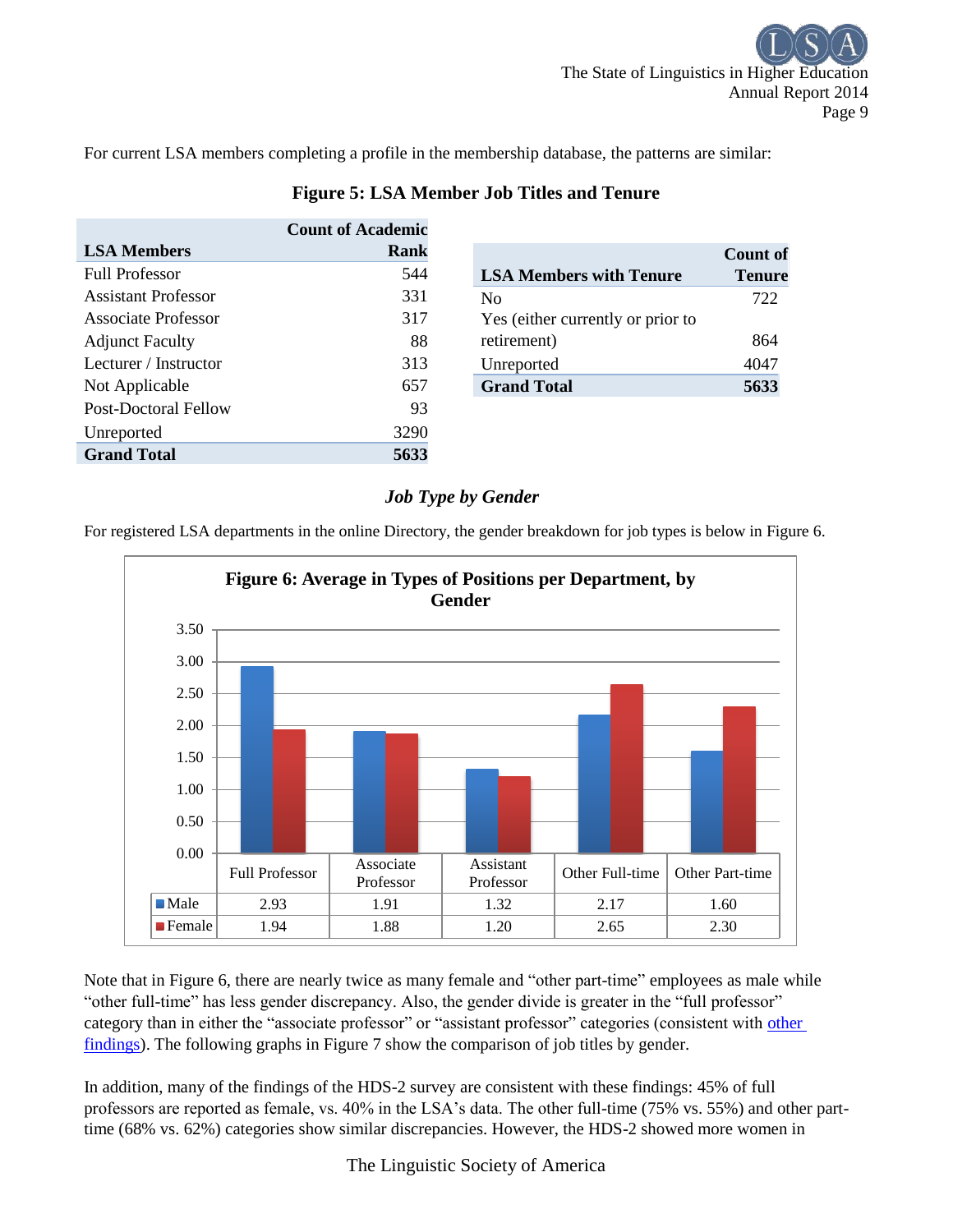For current LSA members completing a profile in the membership database, the patterns are similar:

**Figure 5: LSA Member Job Titles and Tenure**

| LSA Members | Count of Academic Rank |
|---|---|
| Full Professor | 544 |
| Assistant Professor | 331 |
| Associate Professor | 317 |
| Adjunct Faculty | 88 |
| Lecturer / Instructor | 313 |
| Not Applicable | 657 |
| Post-Doctoral Fellow | 93 |
| Unreported | 3290 |
| **Grand Total** | **5633** |

| LSA Members with Tenure | Count of Tenure |
|---|---|
| No | 722 |
| Yes (either currently or prior to retirement) | 864 |
| Unreported | 4047 |
| **Grand Total** | **5633** |

### *Job Type by Gender*

For registered LSA departments in the online Directory, the gender breakdown for job types is below in Figure 6.

**Figure 6: Average in Types of Positions per Department, by Gender**

| | Full Professor | Associate Professor | Assistant Professor | Other Full-time | Other Part-time |
|---|---|---|---|---|---|
| Male | 2.93 | 1.91 | 1.32 | 2.17 | 1.60 |
| Female | 1.94 | 1.88 | 1.20 | 2.65 | 2.30 |

Note that in Figure 6, there are nearly twice as many female and “other part-time” employees as male while “other full-time” has less gender discrepancy. Also, the gender divide is greater in the “full professor” category than in either the “associate professor” or “assistant professor” categories (consistent with other findings). The following graphs in Figure 7 show the comparison of job titles by gender.

In addition, many of the findings of the HDS-2 survey are consistent with these findings: 45% of full professors are reported as female, vs. 40% in the LSA’s data. The other full-time (75% vs. 55%) and other part-time (68% vs. 62%) categories show similar discrepancies. However, the HDS-2 showed more women in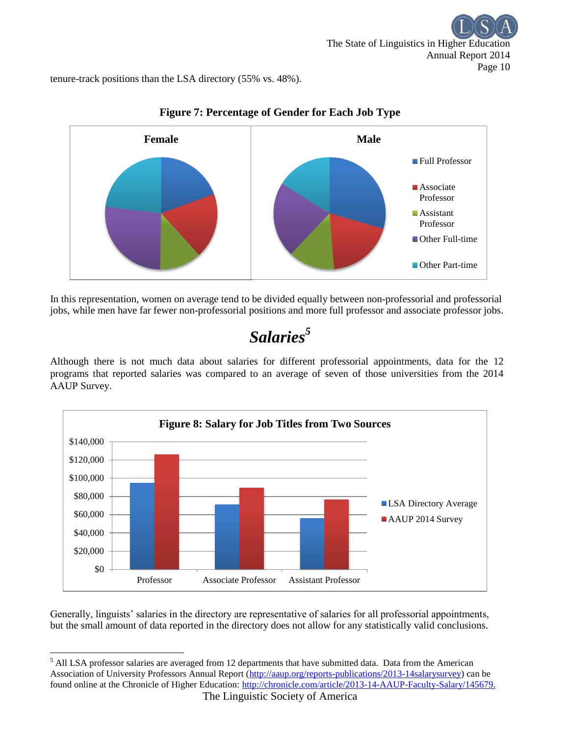tenure-track positions than the LSA directory (55% vs. 48%).

**Figure 7: Percentage of Gender for Each Job Type**

In this representation, women on average tend to be divided equally between non-professorial and professorial jobs, while men have far fewer non-professorial positions and more full professor and associate professor jobs.

# *Salaries*[5]

Although there is not much data about salaries for different professorial appointments, data for the 12 programs that reported salaries was compared to an average of seven of those universities from the 2014 AAUP Survey.

**Figure 8: Salary for Job Titles from Two Sources**

Generally, linguists' salaries in the directory are representative of salaries for all professorial appointments, but the small amount of data reported in the directory does not allow for any statistically valid conclusions.

---

[5] All LSA professor salaries are averaged from 12 departments that have submitted data. Data from the American Association of University Professors Annual Report (http://aaup.org/reports-publications/2013-14salarysurvey) can be found online at the Chronicle of Higher Education: http://chronicle.com/article/2013-14-AAUP-Faculty-Salary/145679.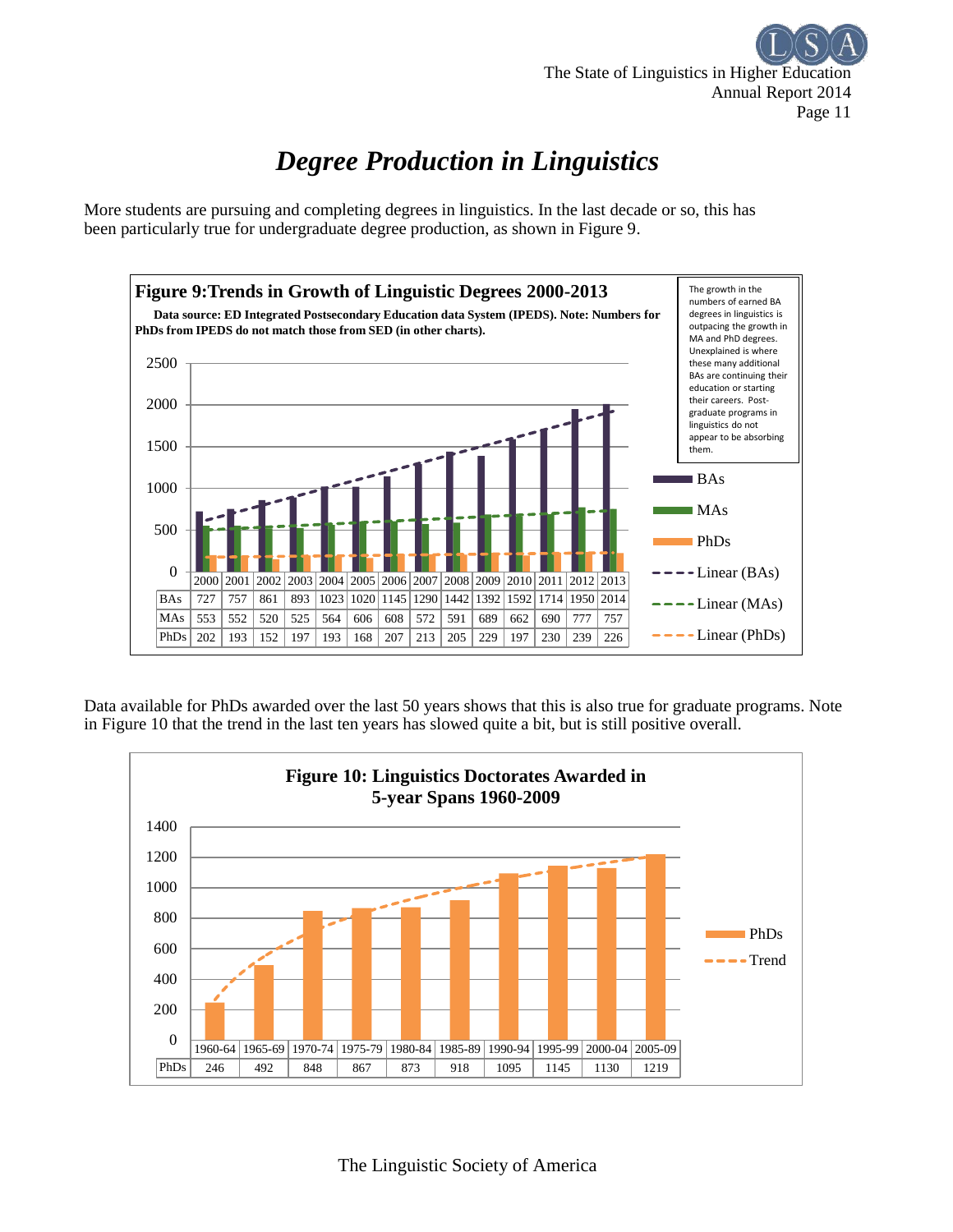# *Degree Production in Linguistics*

More students are pursuing and completing degrees in linguistics. In the last decade or so, this has been particularly true for undergraduate degree production, as shown in Figure 9.

**Figure 9:Trends in Growth of Linguistic Degrees 2000-2013**

**Data source: ED Integrated Postsecondary Education data System (IPEDS). Note: Numbers for PhDs from IPEDS do not match those from SED (in other charts).**

The growth in the numbers of earned BA degrees in linguistics is outpacing the growth in MA and PhD degrees. Unexplained is where these many additional BAs are continuing their education or starting their careers. Post-graduate programs in linguistics do not appear to be absorbing them.

| | 2000 | 2001 | 2002 | 2003 | 2004 | 2005 | 2006 | 2007 | 2008 | 2009 | 2010 | 2011 | 2012 | 2013 |
|---|---|---|---|---|---|---|---|---|---|---|---|---|---|---|
| BAs | 727 | 757 | 861 | 893 | 1023 | 1020 | 1145 | 1290 | 1442 | 1392 | 1592 | 1714 | 1950 | 2014 |
| MAs | 553 | 552 | 520 | 525 | 564 | 606 | 608 | 572 | 591 | 689 | 662 | 690 | 777 | 757 |
| PhDs | 202 | 193 | 152 | 197 | 193 | 168 | 207 | 213 | 205 | 229 | 197 | 230 | 239 | 226 |

Data available for PhDs awarded over the last 50 years shows that this is also true for graduate programs. Note in Figure 10 that the trend in the last ten years has slowed quite a bit, but is still positive overall.

**Figure 10: Linguistics Doctorates Awarded in 5-year Spans 1960-2009**

| | 1960-64 | 1965-69 | 1970-74 | 1975-79 | 1980-84 | 1985-89 | 1990-94 | 1995-99 | 2000-04 | 2005-09 |
|---|---|---|---|---|---|---|---|---|---|---|
| PhDs | 246 | 492 | 848 | 867 | 873 | 918 | 1095 | 1145 | 1130 | 1219 |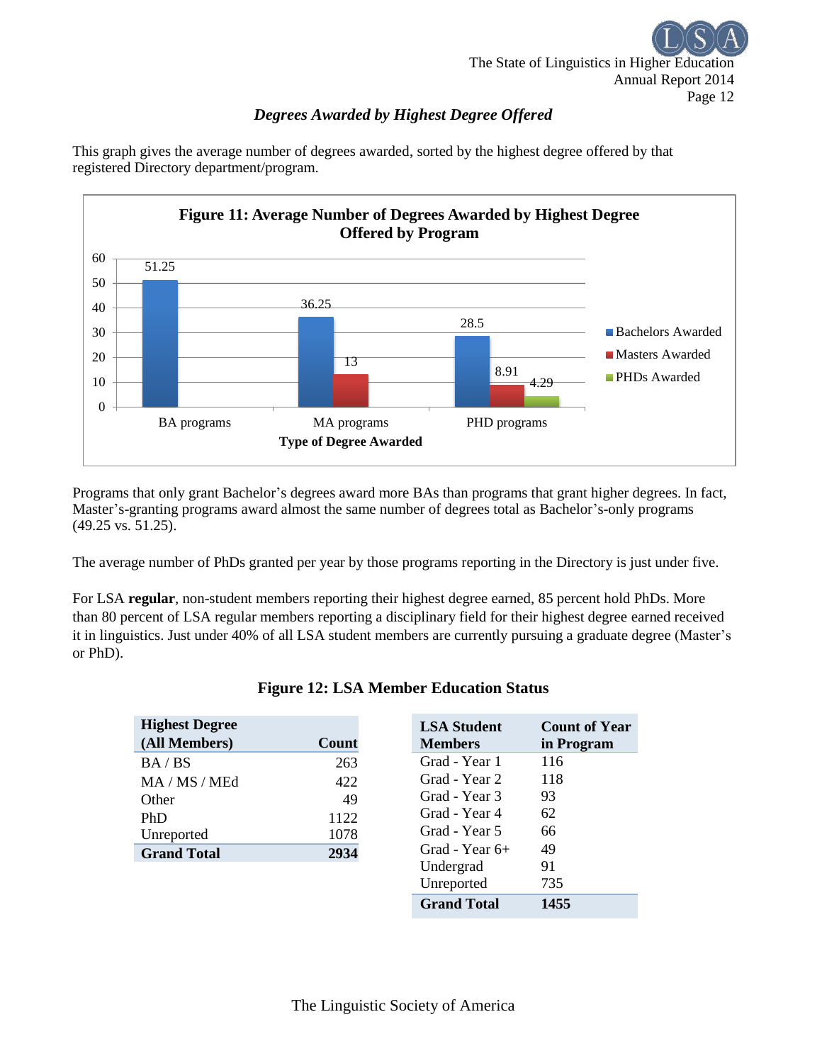### *Degrees Awarded by Highest Degree Offered*

This graph gives the average number of degrees awarded, sorted by the highest degree offered by that registered Directory department/program.

**Figure 11: Average Number of Degrees Awarded by Highest Degree Offered by Program**

| Type of Degree Awarded | Bachelors Awarded | Masters Awarded | PHDs Awarded |
|---|---|---|---|
| BA programs | 51.25 | | |
| MA programs | 36.25 | 13 | |
| PHD programs | 28.5 | 8.91 | 4.29 |

Programs that only grant Bachelor's degrees award more BAs than programs that grant higher degrees. In fact, Master's-granting programs award almost the same number of degrees total as Bachelor's-only programs (49.25 vs. 51.25).

The average number of PhDs granted per year by those programs reporting in the Directory is just under five.

For LSA **regular**, non-student members reporting their highest degree earned, 85 percent hold PhDs. More than 80 percent of LSA regular members reporting a disciplinary field for their highest degree earned received it in linguistics. Just under 40% of all LSA student members are currently pursuing a graduate degree (Master's or PhD).

**Figure 12: LSA Member Education Status**

| Highest Degree (All Members) | Count |
|---|---|
| BA / BS | 263 |
| MA / MS / MEd | 422 |
| Other | 49 |
| PhD | 1122 |
| Unreported | 1078 |
| **Grand Total** | **2934** |

| LSA Student Members | Count of Year in Program |
|---|---|
| Grad - Year 1 | 116 |
| Grad - Year 2 | 118 |
| Grad - Year 3 | 93 |
| Grad - Year 4 | 62 |
| Grad - Year 5 | 66 |
| Grad - Year 6+ | 49 |
| Undergrad | 91 |
| Unreported | 735 |
| **Grand Total** | **1455** |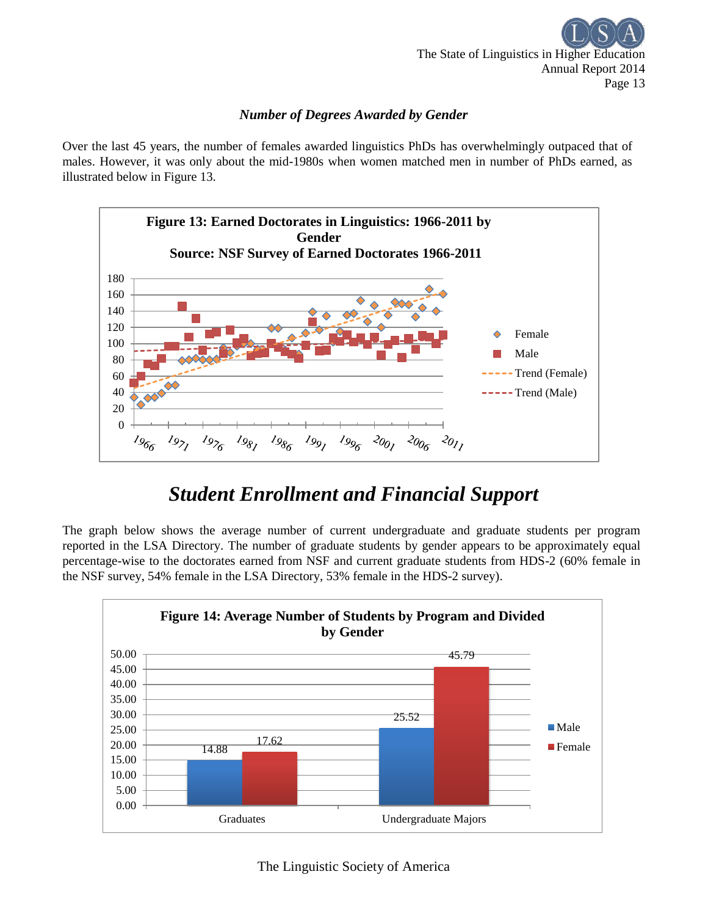### *Number of Degrees Awarded by Gender*

Over the last 45 years, the number of females awarded linguistics PhDs has overwhelmingly outpaced that of males. However, it was only about the mid-1980s when women matched men in number of PhDs earned, as illustrated below in Figure 13.

**Figure 13: Earned Doctorates in Linguistics: 1966-2011 by Gender**
**Source: NSF Survey of Earned Doctorates 1966-2011**

## *Student Enrollment and Financial Support*

The graph below shows the average number of current undergraduate and graduate students per program reported in the LSA Directory. The number of graduate students by gender appears to be approximately equal percentage-wise to the doctorates earned from NSF and current graduate students from HDS-2 (60% female in the NSF survey, 54% female in the LSA Directory, 53% female in the HDS-2 survey).

**Figure 14: Average Number of Students by Program and Divided by Gender**

| | Male | Female |
|---|---|---|
| Graduates | 14.88 | 17.62 |
| Undergraduate Majors | 25.52 | 45.79 |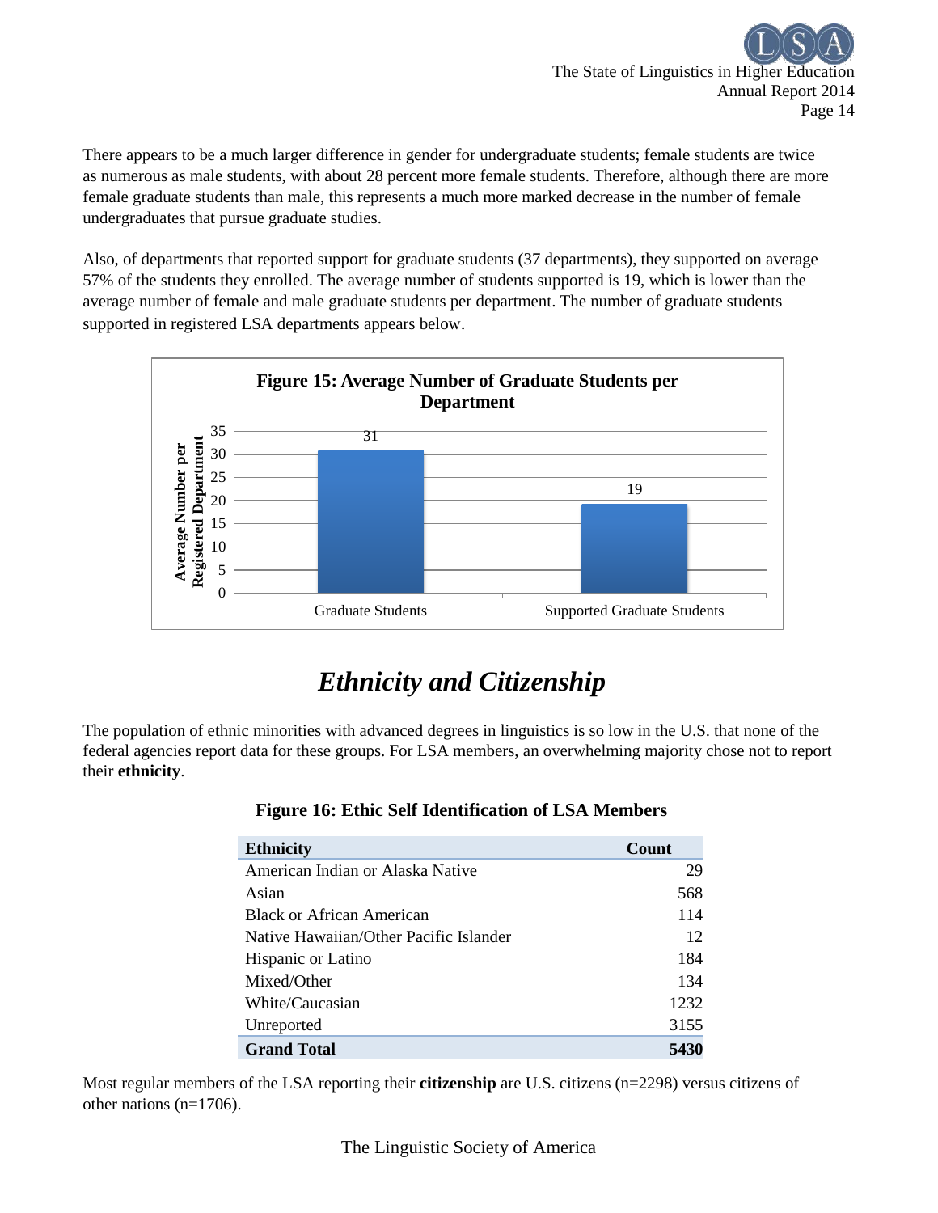There appears to be a much larger difference in gender for undergraduate students; female students are twice as numerous as male students, with about 28 percent more female students. Therefore, although there are more female graduate students than male, this represents a much more marked decrease in the number of female undergraduates that pursue graduate studies.

Also, of departments that reported support for graduate students (37 departments), they supported on average 57% of the students they enrolled. The average number of students supported is 19, which is lower than the average number of female and male graduate students per department. The number of graduate students supported in registered LSA departments appears below.

**Figure 15: Average Number of Graduate Students per Department**

| | Average Number per Registered Department |
|---|---|
| Graduate Students | 31 |
| Supported Graduate Students | 19 |

# *Ethnicity and Citizenship*

The population of ethnic minorities with advanced degrees in linguistics is so low in the U.S. that none of the federal agencies report data for these groups. For LSA members, an overwhelming majority chose not to report their **ethnicity**.

**Figure 16: Ethic Self Identification of LSA Members**

| Ethnicity | Count |
|---|---|
| American Indian or Alaska Native | 29 |
| Asian | 568 |
| Black or African American | 114 |
| Native Hawaiian/Other Pacific Islander | 12 |
| Hispanic or Latino | 184 |
| Mixed/Other | 134 |
| White/Caucasian | 1232 |
| Unreported | 3155 |
| **Grand Total** | **5430** |

Most regular members of the LSA reporting their **citizenship** are U.S. citizens (n=2298) versus citizens of other nations (n=1706).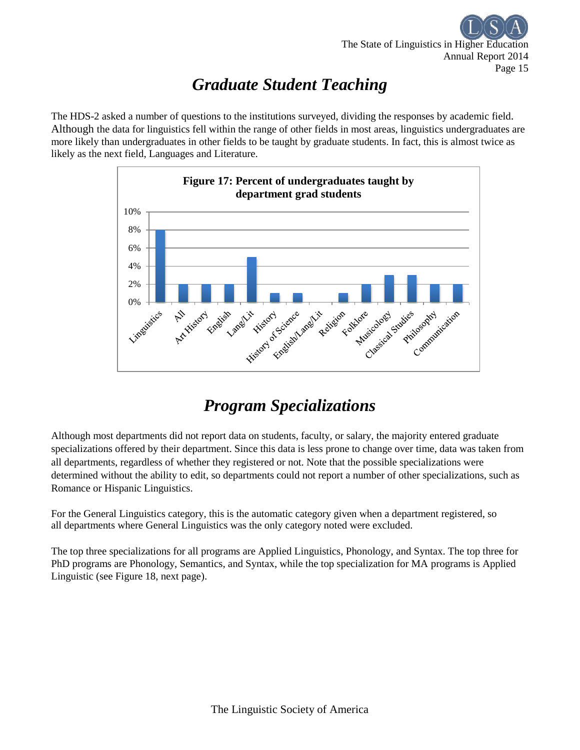# Graduate Student Teaching

The HDS-2 asked a number of questions to the institutions surveyed, dividing the responses by academic field. Although the data for linguistics fell within the range of other fields in most areas, linguistics undergraduates are more likely than undergraduates in other fields to be taught by graduate students. In fact, this is almost twice as likely as the next field, Languages and Literature.

**Figure 17: Percent of undergraduates taught by department grad students**

| Field | Percent |
|---|---|
| Linguistics | 8% |
| All | 2% |
| Art History | 2% |
| English | 2% |
| Lang/Lit | 5% |
| History | 1% |
| History of Science | 1% |
| English/Lang/Lit | 0% |
| Religion | 1% |
| Folklore | 2% |
| Musicology | 3% |
| Classical Studies | 3% |
| Philosophy | 2% |
| Communication | 2% |

# Program Specializations

Although most departments did not report data on students, faculty, or salary, the majority entered graduate specializations offered by their department. Since this data is less prone to change over time, data was taken from all departments, regardless of whether they registered or not. Note that the possible specializations were determined without the ability to edit, so departments could not report a number of other specializations, such as Romance or Hispanic Linguistics.

For the General Linguistics category, this is the automatic category given when a department registered, so all departments where General Linguistics was the only category noted were excluded.

The top three specializations for all programs are Applied Linguistics, Phonology, and Syntax. The top three for PhD programs are Phonology, Semantics, and Syntax, while the top specialization for MA programs is Applied Linguistic (see Figure 18, next page).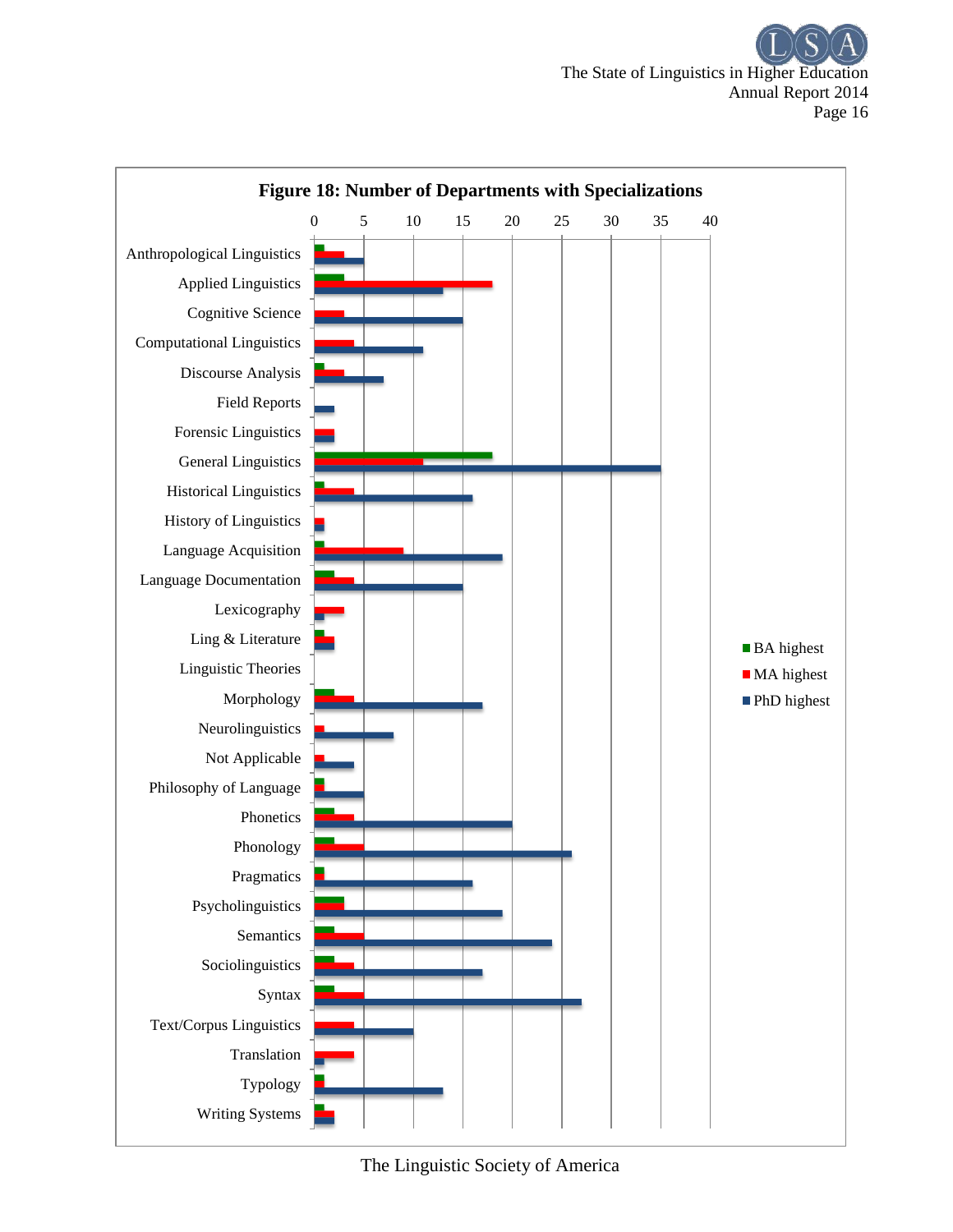**Figure 18: Number of Departments with Specializations**

| Specialization | BA highest | MA highest | PhD highest |
|---|---|---|---|
| Anthropological Linguistics | 1 | 3 | 5 |
| Applied Linguistics | 3 | 18 | 13 |
| Cognitive Science | 0 | 3 | 15 |
| Computational Linguistics | 0 | 4 | 11 |
| Discourse Analysis | 1 | 3 | 7 |
| Field Reports | 0 | 0 | 2 |
| Forensic Linguistics | 0 | 2 | 2 |
| General Linguistics | 18 | 11 | 35 |
| Historical Linguistics | 1 | 4 | 16 |
| History of Linguistics | 0 | 1 | 1 |
| Language Acquisition | 1 | 9 | 19 |
| Language Documentation | 2 | 4 | 15 |
| Lexicography | 0 | 3 | 1 |
| Ling & Literature | 1 | 2 | 2 |
| Linguistic Theories | 0 | 0 | 0 |
| Morphology | 2 | 4 | 17 |
| Neurolinguistics | 0 | 1 | 8 |
| Not Applicable | 0 | 1 | 4 |
| Philosophy of Language | 1 | 1 | 5 |
| Phonetics | 2 | 4 | 20 |
| Phonology | 2 | 5 | 26 |
| Pragmatics | 1 | 1 | 16 |
| Psycholinguistics | 3 | 3 | 19 |
| Semantics | 2 | 5 | 24 |
| Sociolinguistics | 2 | 4 | 17 |
| Syntax | 2 | 5 | 27 |
| Text/Corpus Linguistics | 0 | 4 | 10 |
| Translation | 0 | 4 | 1 |
| Typology | 1 | 1 | 13 |
| Writing Systems | 1 | 2 | 2 |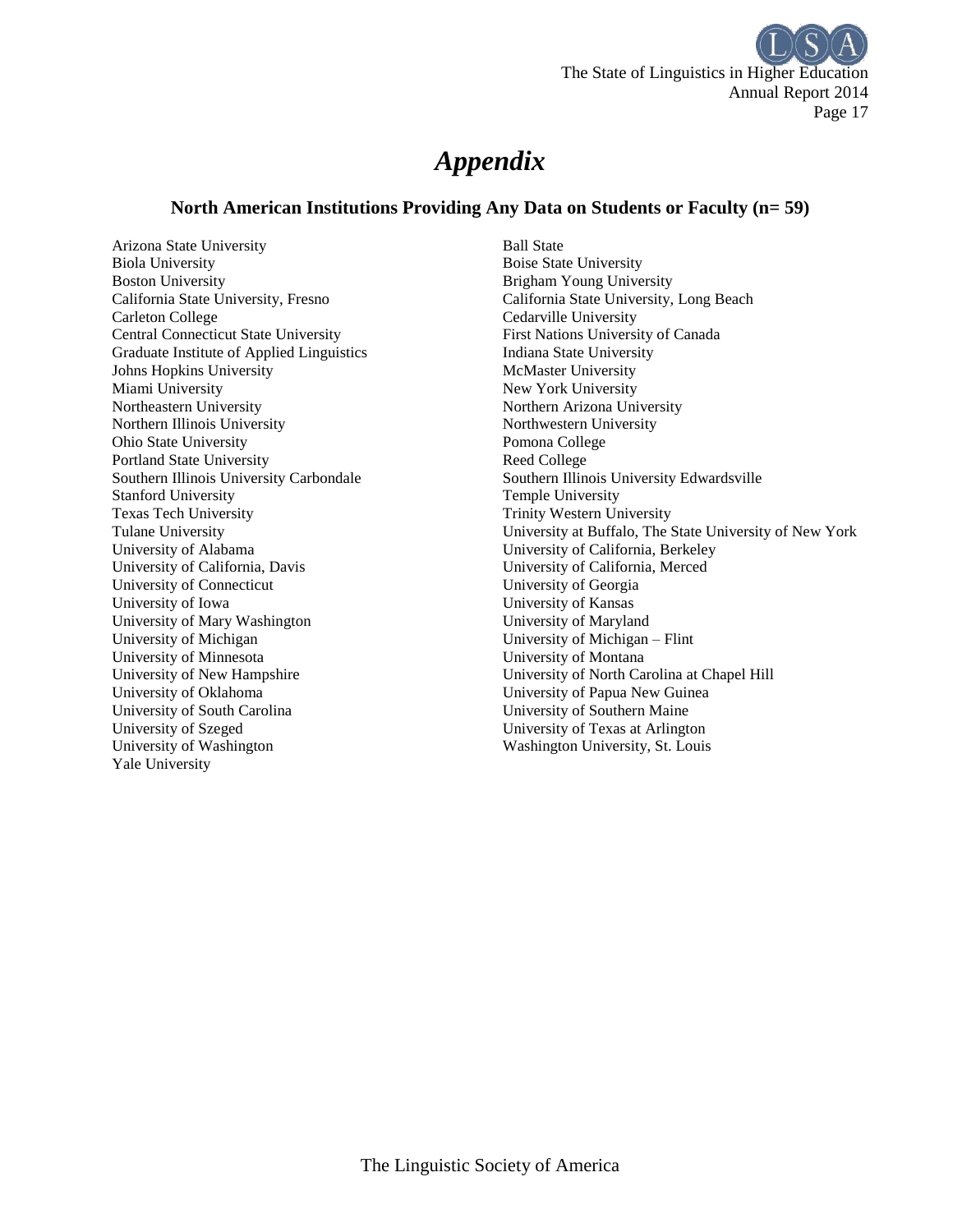# *Appendix*

## North American Institutions Providing Any Data on Students or Faculty (n= 59)

Arizona State University
Biola University
Boston University
California State University, Fresno
Carleton College
Central Connecticut State University
Graduate Institute of Applied Linguistics
Johns Hopkins University
Miami University
Northeastern University
Northern Illinois University
Ohio State University
Portland State University
Southern Illinois University Carbondale
Stanford University
Texas Tech University
Tulane University
University of Alabama
University of California, Davis
University of Connecticut
University of Iowa
University of Mary Washington
University of Michigan
University of Minnesota
University of New Hampshire
University of Oklahoma
University of South Carolina
University of Szeged
University of Washington
Yale University
Ball State
Boise State University
Brigham Young University
California State University, Long Beach
Cedarville University
First Nations University of Canada
Indiana State University
McMaster University
New York University
Northern Arizona University
Northwestern University
Pomona College
Reed College
Southern Illinois University Edwardsville
Temple University
Trinity Western University
University at Buffalo, The State University of New York
University of California, Berkeley
University of California, Merced
University of Georgia
University of Kansas
University of Maryland
University of Michigan – Flint
University of Montana
University of North Carolina at Chapel Hill
University of Papua New Guinea
University of Southern Maine
University of Texas at Arlington
Washington University, St. Louis